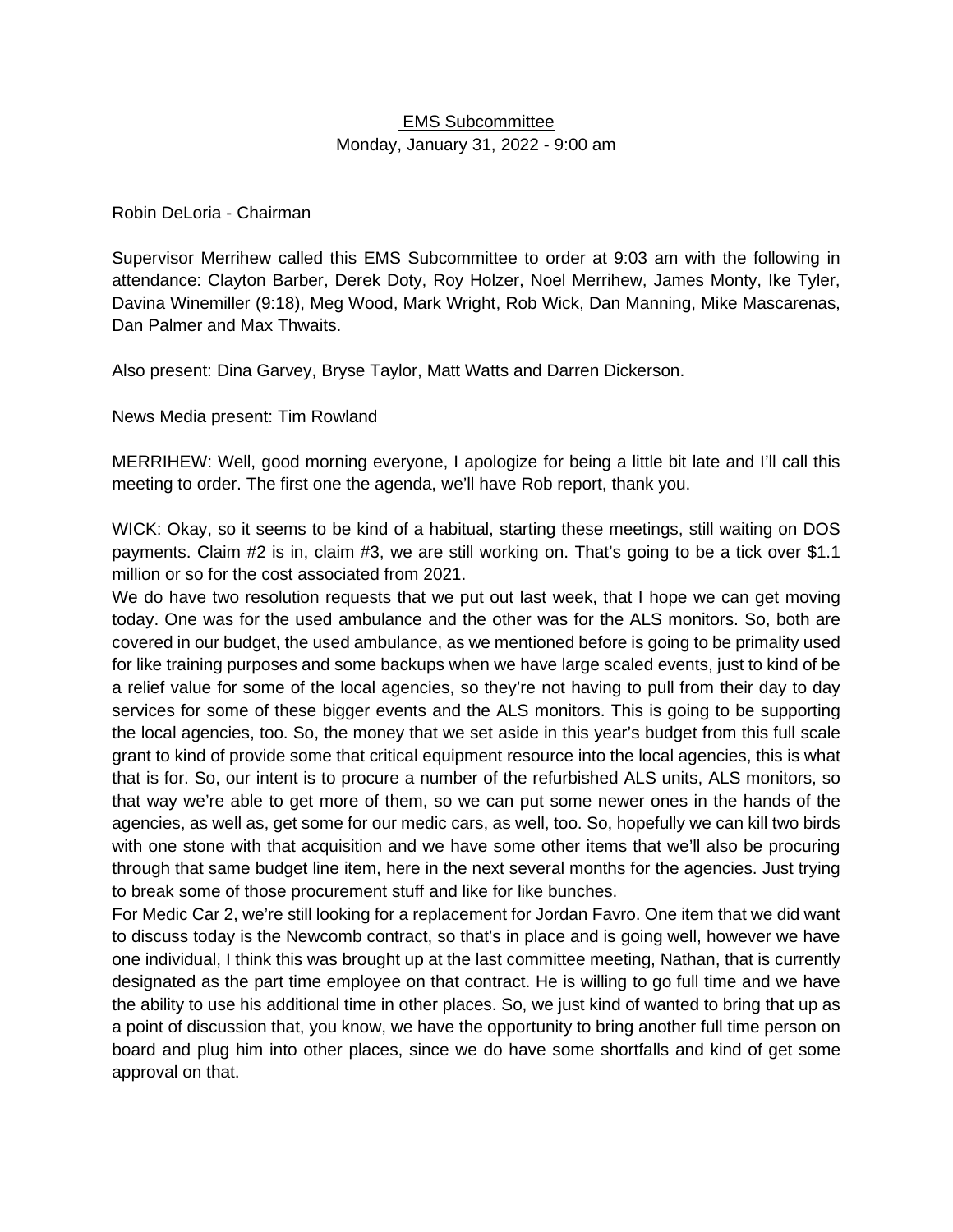<u>EMS Subcommittee</u>
Monday, January 31, 2022 - 9:00 am

Robin DeLoria - Chairman

Supervisor Merrihew called this EMS Subcommittee to order at 9:03 am with the following in attendance: Clayton Barber, Derek Doty, Roy Holzer, Noel Merrihew, James Monty, Ike Tyler, Davina Winemiller (9:18), Meg Wood, Mark Wright, Rob Wick, Dan Manning, Mike Mascarenas, Dan Palmer and Max Thwaits.

Also present: Dina Garvey, Bryse Taylor, Matt Watts and Darren Dickerson.

News Media present: Tim Rowland

MERRIHEW: Well, good morning everyone, I apologize for being a little bit late and I'll call this meeting to order. The first one the agenda, we'll have Rob report, thank you.

WICK: Okay, so it seems to be kind of a habitual, starting these meetings, still waiting on DOS payments. Claim #2 is in, claim #3, we are still working on. That's going to be a tick over $1.1 million or so for the cost associated from 2021.

We do have two resolution requests that we put out last week, that I hope we can get moving today. One was for the used ambulance and the other was for the ALS monitors. So, both are covered in our budget, the used ambulance, as we mentioned before is going to be primality used for like training purposes and some backups when we have large scaled events, just to kind of be a relief value for some of the local agencies, so they're not having to pull from their day to day services for some of these bigger events and the ALS monitors. This is going to be supporting the local agencies, too. So, the money that we set aside in this year's budget from this full scale grant to kind of provide some that critical equipment resource into the local agencies, this is what that is for. So, our intent is to procure a number of the refurbished ALS units, ALS monitors, so that way we're able to get more of them, so we can put some newer ones in the hands of the agencies, as well as, get some for our medic cars, as well, too. So, hopefully we can kill two birds with one stone with that acquisition and we have some other items that we'll also be procuring through that same budget line item, here in the next several months for the agencies. Just trying to break some of those procurement stuff and like for like bunches.

For Medic Car 2, we're still looking for a replacement for Jordan Favro. One item that we did want to discuss today is the Newcomb contract, so that's in place and is going well, however we have one individual, I think this was brought up at the last committee meeting, Nathan, that is currently designated as the part time employee on that contract. He is willing to go full time and we have the ability to use his additional time in other places. So, we just kind of wanted to bring that up as a point of discussion that, you know, we have the opportunity to bring another full time person on board and plug him into other places, since we do have some shortfalls and kind of get some approval on that.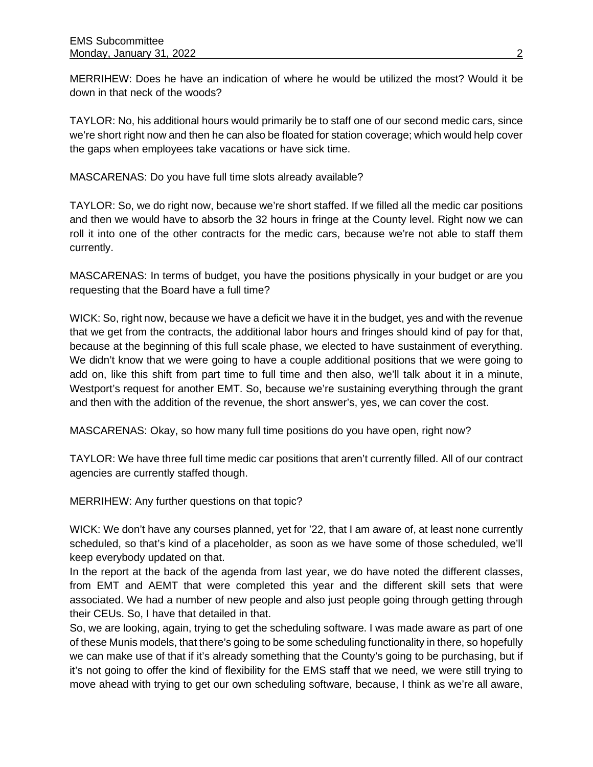MERRIHEW: Does he have an indication of where he would be utilized the most? Would it be down in that neck of the woods?

TAYLOR: No, his additional hours would primarily be to staff one of our second medic cars, since we're short right now and then he can also be floated for station coverage; which would help cover the gaps when employees take vacations or have sick time.

MASCARENAS: Do you have full time slots already available?

TAYLOR: So, we do right now, because we're short staffed. If we filled all the medic car positions and then we would have to absorb the 32 hours in fringe at the County level. Right now we can roll it into one of the other contracts for the medic cars, because we're not able to staff them currently.

MASCARENAS: In terms of budget, you have the positions physically in your budget or are you requesting that the Board have a full time?

WICK: So, right now, because we have a deficit we have it in the budget, yes and with the revenue that we get from the contracts, the additional labor hours and fringes should kind of pay for that, because at the beginning of this full scale phase, we elected to have sustainment of everything. We didn't know that we were going to have a couple additional positions that we were going to add on, like this shift from part time to full time and then also, we'll talk about it in a minute, Westport's request for another EMT. So, because we're sustaining everything through the grant and then with the addition of the revenue, the short answer's, yes, we can cover the cost.

MASCARENAS: Okay, so how many full time positions do you have open, right now?

TAYLOR: We have three full time medic car positions that aren't currently filled. All of our contract agencies are currently staffed though.

MERRIHEW: Any further questions on that topic?

WICK: We don't have any courses planned, yet for '22, that I am aware of, at least none currently scheduled, so that's kind of a placeholder, as soon as we have some of those scheduled, we'll keep everybody updated on that.

In the report at the back of the agenda from last year, we do have noted the different classes, from EMT and AEMT that were completed this year and the different skill sets that were associated. We had a number of new people and also just people going through getting through their CEUs. So, I have that detailed in that.

So, we are looking, again, trying to get the scheduling software. I was made aware as part of one of these Munis models, that there's going to be some scheduling functionality in there, so hopefully we can make use of that if it's already something that the County's going to be purchasing, but if it's not going to offer the kind of flexibility for the EMS staff that we need, we were still trying to move ahead with trying to get our own scheduling software, because, I think as we're all aware,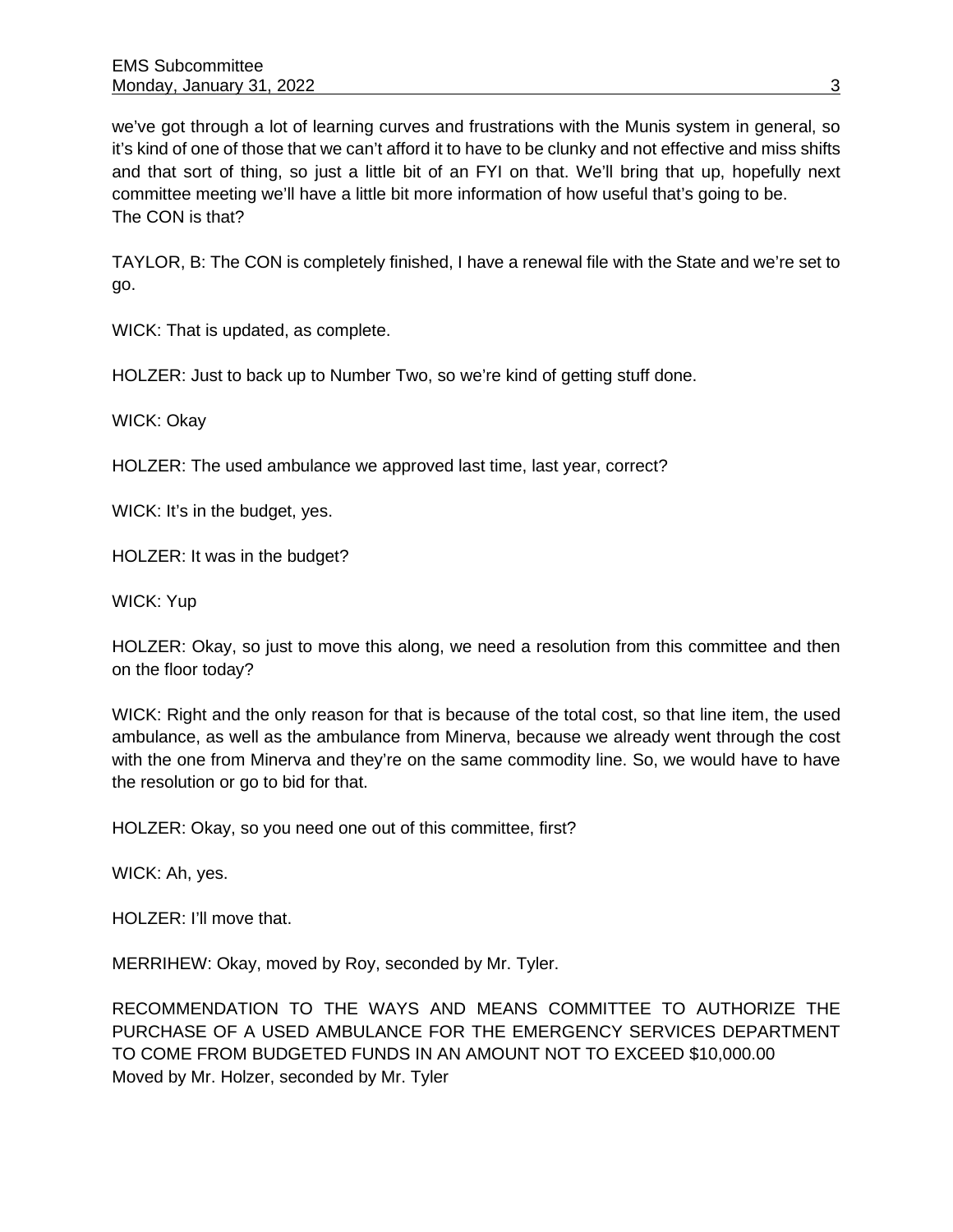we've got through a lot of learning curves and frustrations with the Munis system in general, so it's kind of one of those that we can't afford it to have to be clunky and not effective and miss shifts and that sort of thing, so just a little bit of an FYI on that. We'll bring that up, hopefully next committee meeting we'll have a little bit more information of how useful that's going to be.
The CON is that?

TAYLOR, B: The CON is completely finished, I have a renewal file with the State and we're set to go.

WICK: That is updated, as complete.

HOLZER: Just to back up to Number Two, so we're kind of getting stuff done.

WICK: Okay

HOLZER: The used ambulance we approved last time, last year, correct?

WICK: It's in the budget, yes.

HOLZER: It was in the budget?

WICK: Yup

HOLZER: Okay, so just to move this along, we need a resolution from this committee and then on the floor today?

WICK: Right and the only reason for that is because of the total cost, so that line item, the used ambulance, as well as the ambulance from Minerva, because we already went through the cost with the one from Minerva and they're on the same commodity line. So, we would have to have the resolution or go to bid for that.

HOLZER: Okay, so you need one out of this committee, first?

WICK: Ah, yes.

HOLZER: I'll move that.

MERRIHEW: Okay, moved by Roy, seconded by Mr. Tyler.

RECOMMENDATION TO THE WAYS AND MEANS COMMITTEE TO AUTHORIZE THE PURCHASE OF A USED AMBULANCE FOR THE EMERGENCY SERVICES DEPARTMENT TO COME FROM BUDGETED FUNDS IN AN AMOUNT NOT TO EXCEED $10,000.00
Moved by Mr. Holzer, seconded by Mr. Tyler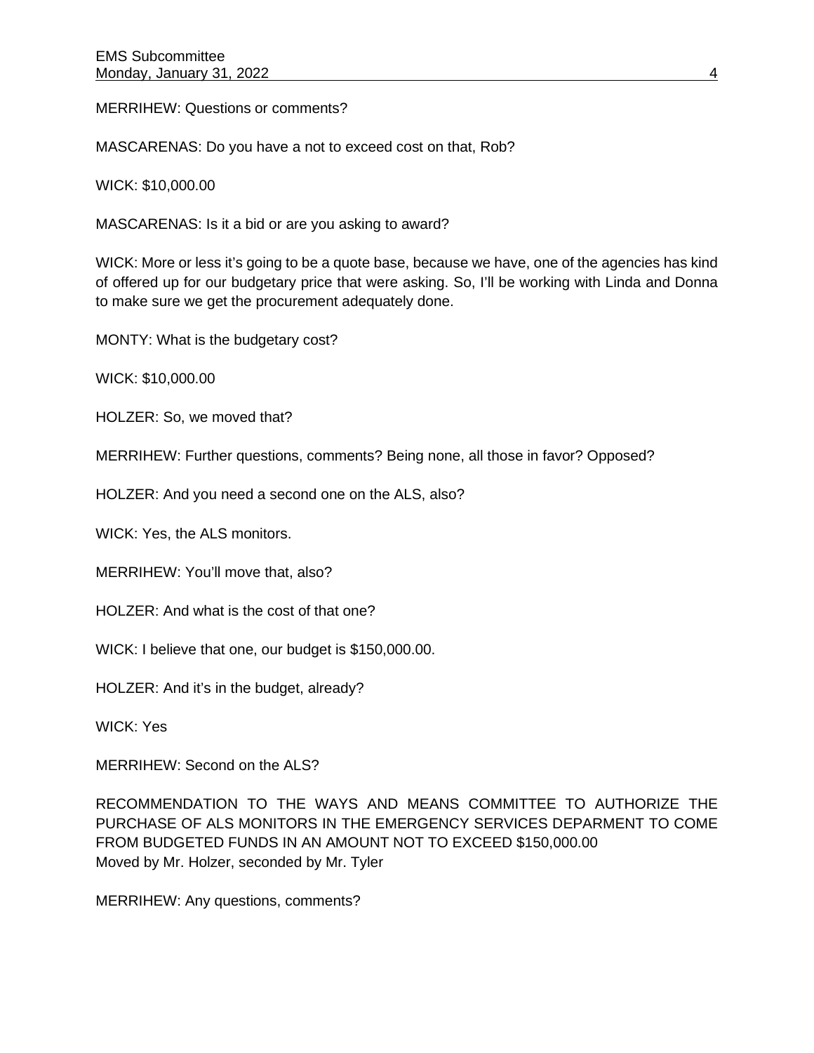MERRIHEW: Questions or comments?

MASCARENAS: Do you have a not to exceed cost on that, Rob?

WICK: $10,000.00

MASCARENAS: Is it a bid or are you asking to award?

WICK: More or less it's going to be a quote base, because we have, one of the agencies has kind of offered up for our budgetary price that were asking. So, I'll be working with Linda and Donna to make sure we get the procurement adequately done.

MONTY: What is the budgetary cost?

WICK: $10,000.00

HOLZER: So, we moved that?

MERRIHEW: Further questions, comments? Being none, all those in favor? Opposed?

HOLZER: And you need a second one on the ALS, also?

WICK: Yes, the ALS monitors.

MERRIHEW: You'll move that, also?

HOLZER: And what is the cost of that one?

WICK: I believe that one, our budget is $150,000.00.

HOLZER: And it's in the budget, already?

WICK: Yes

MERRIHEW: Second on the ALS?

RECOMMENDATION TO THE WAYS AND MEANS COMMITTEE TO AUTHORIZE THE PURCHASE OF ALS MONITORS IN THE EMERGENCY SERVICES DEPARMENT TO COME FROM BUDGETED FUNDS IN AN AMOUNT NOT TO EXCEED $150,000.00
Moved by Mr. Holzer, seconded by Mr. Tyler

MERRIHEW: Any questions, comments?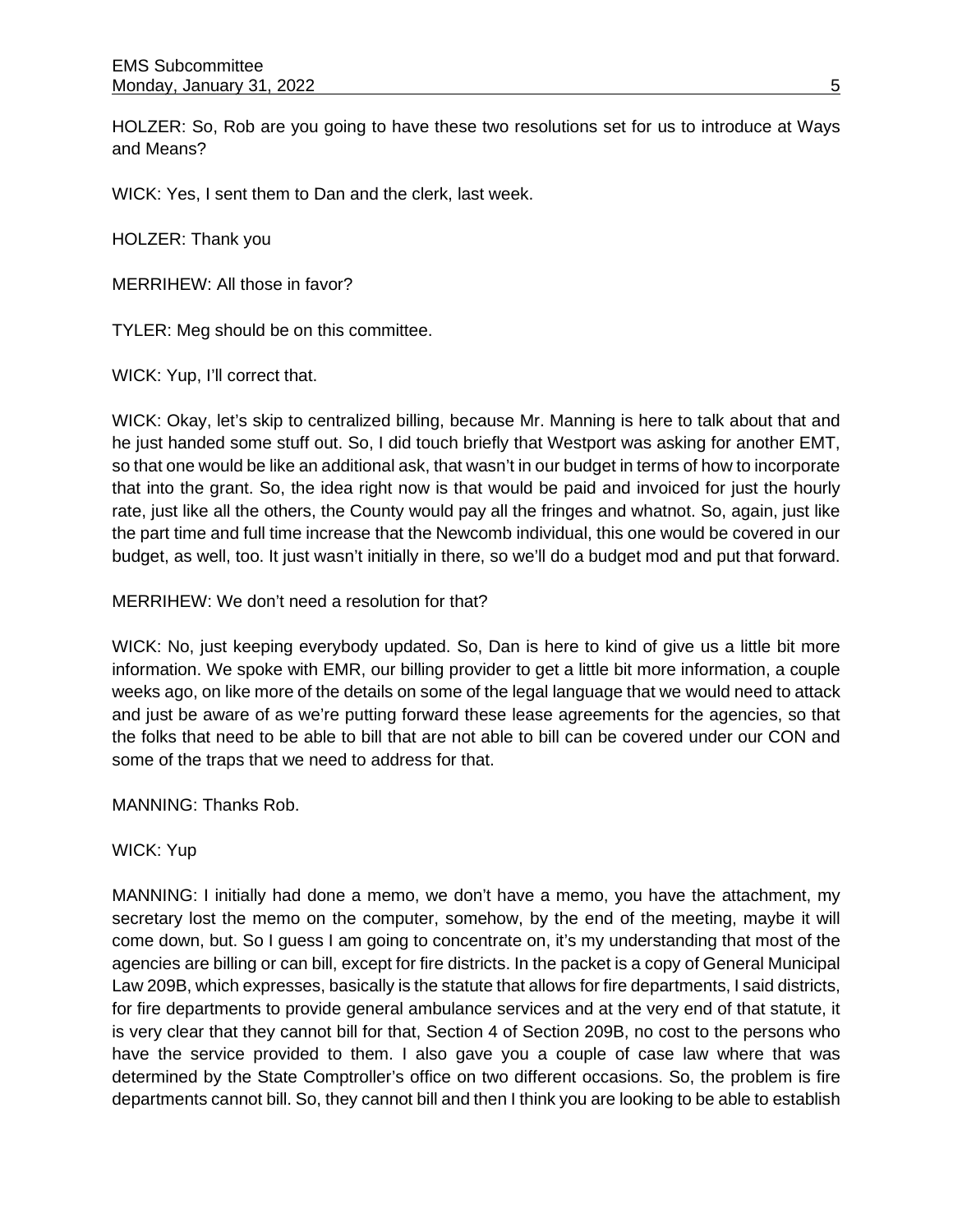HOLZER: So, Rob are you going to have these two resolutions set for us to introduce at Ways and Means?

WICK: Yes, I sent them to Dan and the clerk, last week.

HOLZER: Thank you

MERRIHEW: All those in favor?

TYLER: Meg should be on this committee.

WICK: Yup, I'll correct that.

WICK: Okay, let's skip to centralized billing, because Mr. Manning is here to talk about that and he just handed some stuff out. So, I did touch briefly that Westport was asking for another EMT, so that one would be like an additional ask, that wasn't in our budget in terms of how to incorporate that into the grant. So, the idea right now is that would be paid and invoiced for just the hourly rate, just like all the others, the County would pay all the fringes and whatnot. So, again, just like the part time and full time increase that the Newcomb individual, this one would be covered in our budget, as well, too. It just wasn't initially in there, so we'll do a budget mod and put that forward.

MERRIHEW: We don't need a resolution for that?

WICK: No, just keeping everybody updated. So, Dan is here to kind of give us a little bit more information. We spoke with EMR, our billing provider to get a little bit more information, a couple weeks ago, on like more of the details on some of the legal language that we would need to attack and just be aware of as we're putting forward these lease agreements for the agencies, so that the folks that need to be able to bill that are not able to bill can be covered under our CON and some of the traps that we need to address for that.

MANNING: Thanks Rob.

WICK: Yup

MANNING: I initially had done a memo, we don't have a memo, you have the attachment, my secretary lost the memo on the computer, somehow, by the end of the meeting, maybe it will come down, but. So I guess I am going to concentrate on, it's my understanding that most of the agencies are billing or can bill, except for fire districts. In the packet is a copy of General Municipal Law 209B, which expresses, basically is the statute that allows for fire departments, I said districts, for fire departments to provide general ambulance services and at the very end of that statute, it is very clear that they cannot bill for that, Section 4 of Section 209B, no cost to the persons who have the service provided to them. I also gave you a couple of case law where that was determined by the State Comptroller's office on two different occasions. So, the problem is fire departments cannot bill. So, they cannot bill and then I think you are looking to be able to establish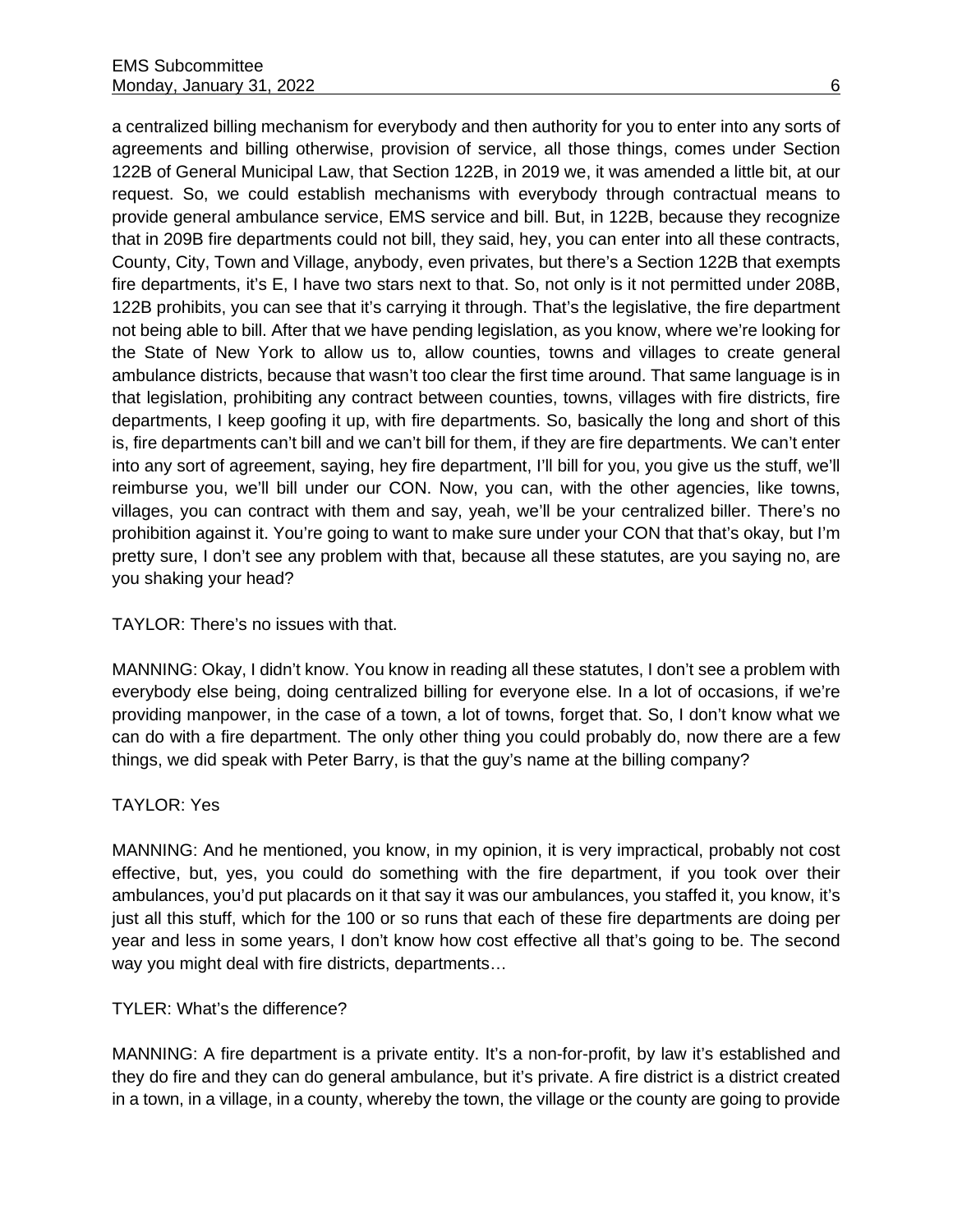a centralized billing mechanism for everybody and then authority for you to enter into any sorts of agreements and billing otherwise, provision of service, all those things, comes under Section 122B of General Municipal Law, that Section 122B, in 2019 we, it was amended a little bit, at our request. So, we could establish mechanisms with everybody through contractual means to provide general ambulance service, EMS service and bill. But, in 122B, because they recognize that in 209B fire departments could not bill, they said, hey, you can enter into all these contracts, County, City, Town and Village, anybody, even privates, but there's a Section 122B that exempts fire departments, it's E, I have two stars next to that. So, not only is it not permitted under 208B, 122B prohibits, you can see that it's carrying it through. That's the legislative, the fire department not being able to bill. After that we have pending legislation, as you know, where we're looking for the State of New York to allow us to, allow counties, towns and villages to create general ambulance districts, because that wasn't too clear the first time around. That same language is in that legislation, prohibiting any contract between counties, towns, villages with fire districts, fire departments, I keep goofing it up, with fire departments. So, basically the long and short of this is, fire departments can't bill and we can't bill for them, if they are fire departments. We can't enter into any sort of agreement, saying, hey fire department, I'll bill for you, you give us the stuff, we'll reimburse you, we'll bill under our CON. Now, you can, with the other agencies, like towns, villages, you can contract with them and say, yeah, we'll be your centralized biller. There's no prohibition against it. You're going to want to make sure under your CON that that's okay, but I'm pretty sure, I don't see any problem with that, because all these statutes, are you saying no, are you shaking your head?

TAYLOR: There's no issues with that.

MANNING: Okay, I didn't know. You know in reading all these statutes, I don't see a problem with everybody else being, doing centralized billing for everyone else. In a lot of occasions, if we're providing manpower, in the case of a town, a lot of towns, forget that. So, I don't know what we can do with a fire department. The only other thing you could probably do, now there are a few things, we did speak with Peter Barry, is that the guy's name at the billing company?

TAYLOR: Yes

MANNING: And he mentioned, you know, in my opinion, it is very impractical, probably not cost effective, but, yes, you could do something with the fire department, if you took over their ambulances, you'd put placards on it that say it was our ambulances, you staffed it, you know, it's just all this stuff, which for the 100 or so runs that each of these fire departments are doing per year and less in some years, I don't know how cost effective all that's going to be. The second way you might deal with fire districts, departments…

TYLER: What's the difference?

MANNING: A fire department is a private entity. It's a non-for-profit, by law it's established and they do fire and they can do general ambulance, but it's private. A fire district is a district created in a town, in a village, in a county, whereby the town, the village or the county are going to provide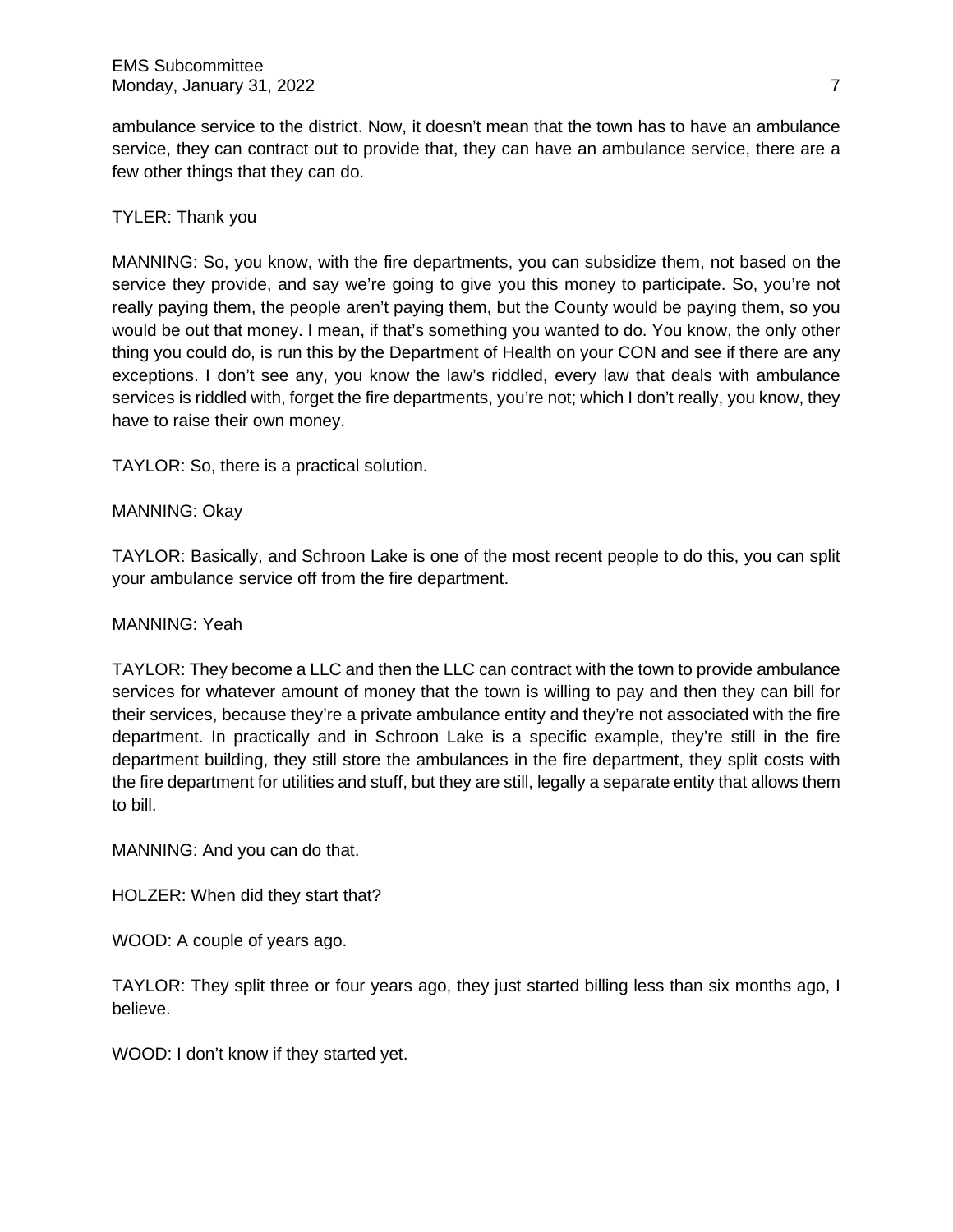ambulance service to the district. Now, it doesn't mean that the town has to have an ambulance service, they can contract out to provide that, they can have an ambulance service, there are a few other things that they can do.

TYLER: Thank you

MANNING: So, you know, with the fire departments, you can subsidize them, not based on the service they provide, and say we're going to give you this money to participate. So, you're not really paying them, the people aren't paying them, but the County would be paying them, so you would be out that money. I mean, if that's something you wanted to do. You know, the only other thing you could do, is run this by the Department of Health on your CON and see if there are any exceptions. I don't see any, you know the law's riddled, every law that deals with ambulance services is riddled with, forget the fire departments, you're not; which I don't really, you know, they have to raise their own money.

TAYLOR: So, there is a practical solution.

MANNING: Okay

TAYLOR: Basically, and Schroon Lake is one of the most recent people to do this, you can split your ambulance service off from the fire department.

MANNING: Yeah

TAYLOR: They become a LLC and then the LLC can contract with the town to provide ambulance services for whatever amount of money that the town is willing to pay and then they can bill for their services, because they're a private ambulance entity and they're not associated with the fire department. In practically and in Schroon Lake is a specific example, they're still in the fire department building, they still store the ambulances in the fire department, they split costs with the fire department for utilities and stuff, but they are still, legally a separate entity that allows them to bill.

MANNING: And you can do that.

HOLZER: When did they start that?

WOOD: A couple of years ago.

TAYLOR: They split three or four years ago, they just started billing less than six months ago, I believe.

WOOD: I don't know if they started yet.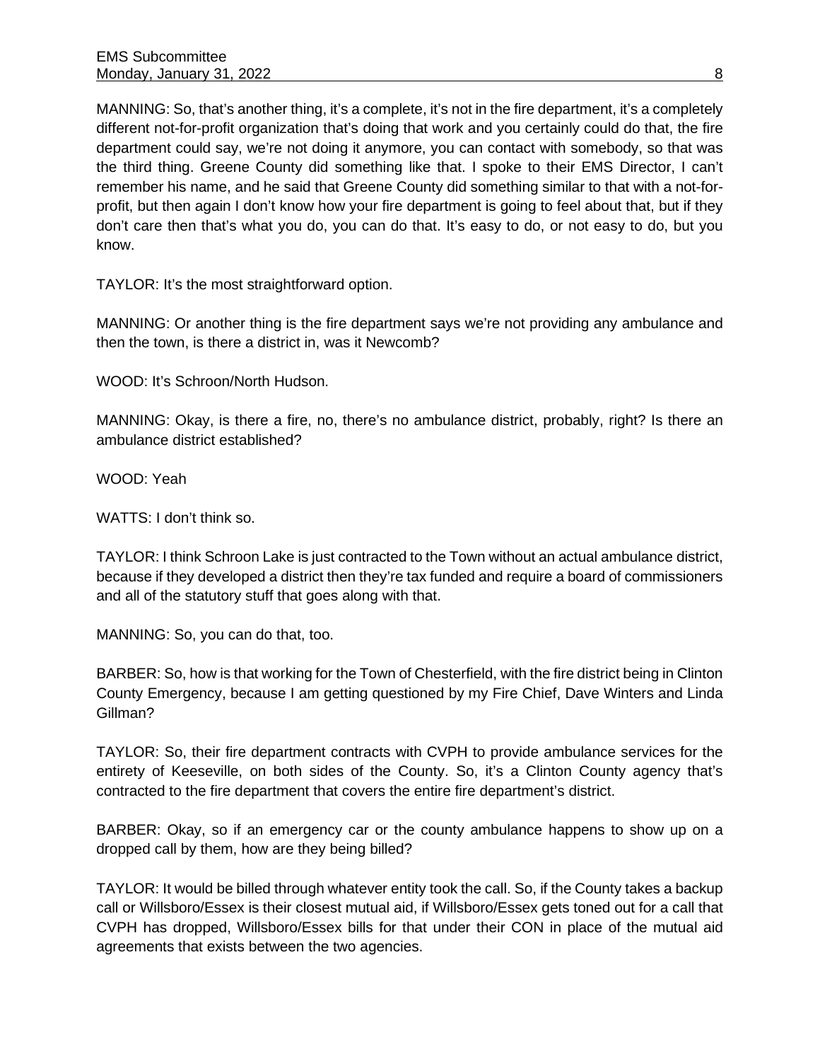MANNING: So, that's another thing, it's a complete, it's not in the fire department, it's a completely different not-for-profit organization that's doing that work and you certainly could do that, the fire department could say, we're not doing it anymore, you can contact with somebody, so that was the third thing. Greene County did something like that. I spoke to their EMS Director, I can't remember his name, and he said that Greene County did something similar to that with a not-for-profit, but then again I don't know how your fire department is going to feel about that, but if they don't care then that's what you do, you can do that. It's easy to do, or not easy to do, but you know.

TAYLOR: It's the most straightforward option.

MANNING: Or another thing is the fire department says we're not providing any ambulance and then the town, is there a district in, was it Newcomb?

WOOD: It's Schroon/North Hudson.

MANNING: Okay, is there a fire, no, there's no ambulance district, probably, right? Is there an ambulance district established?

WOOD: Yeah

WATTS: I don't think so.

TAYLOR: I think Schroon Lake is just contracted to the Town without an actual ambulance district, because if they developed a district then they're tax funded and require a board of commissioners and all of the statutory stuff that goes along with that.

MANNING: So, you can do that, too.

BARBER: So, how is that working for the Town of Chesterfield, with the fire district being in Clinton County Emergency, because I am getting questioned by my Fire Chief, Dave Winters and Linda Gillman?

TAYLOR: So, their fire department contracts with CVPH to provide ambulance services for the entirety of Keeseville, on both sides of the County. So, it's a Clinton County agency that's contracted to the fire department that covers the entire fire department's district.

BARBER: Okay, so if an emergency car or the county ambulance happens to show up on a dropped call by them, how are they being billed?

TAYLOR: It would be billed through whatever entity took the call. So, if the County takes a backup call or Willsboro/Essex is their closest mutual aid, if Willsboro/Essex gets toned out for a call that CVPH has dropped, Willsboro/Essex bills for that under their CON in place of the mutual aid agreements that exists between the two agencies.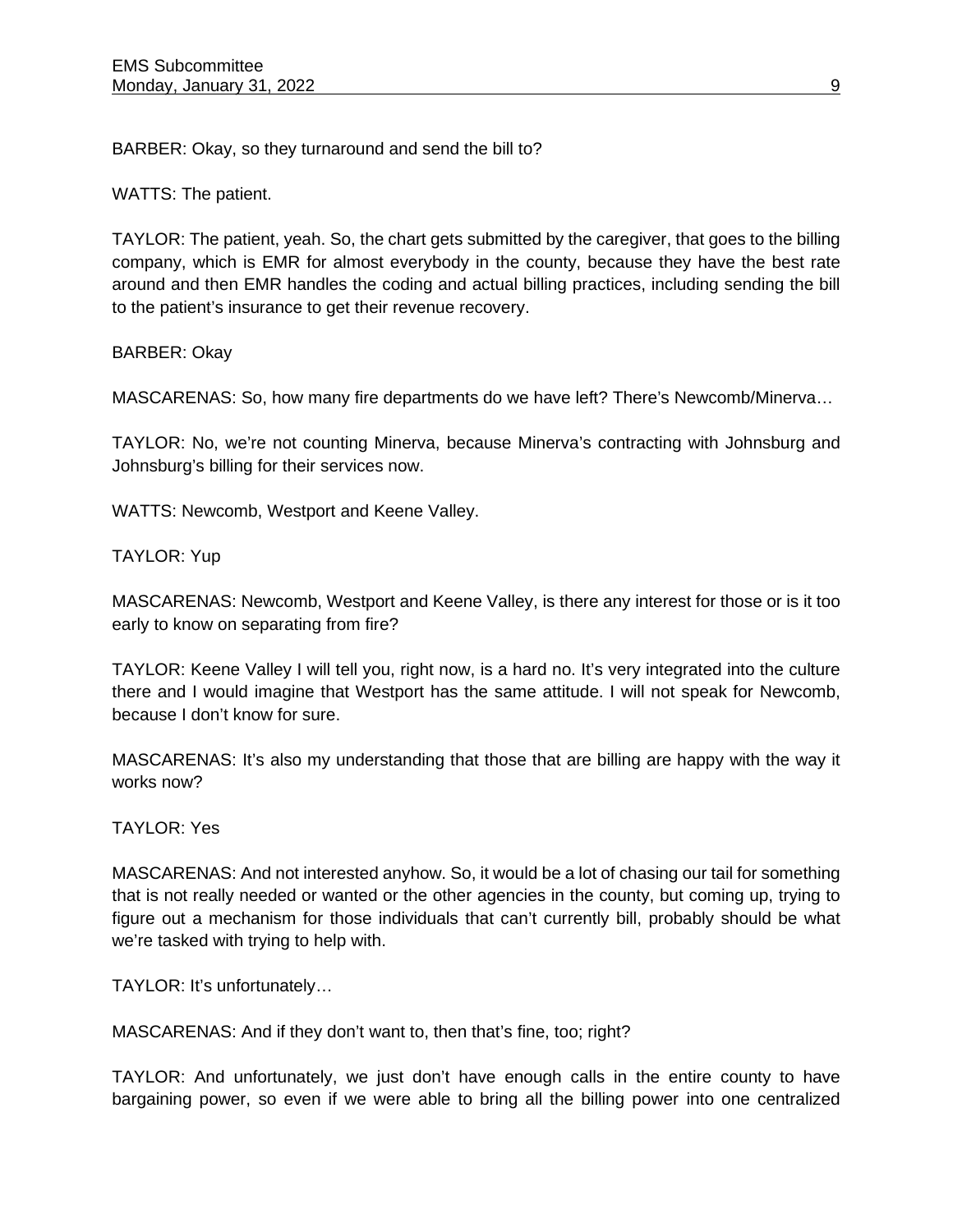BARBER: Okay, so they turnaround and send the bill to?

WATTS: The patient.

TAYLOR: The patient, yeah. So, the chart gets submitted by the caregiver, that goes to the billing company, which is EMR for almost everybody in the county, because they have the best rate around and then EMR handles the coding and actual billing practices, including sending the bill to the patient's insurance to get their revenue recovery.

BARBER: Okay

MASCARENAS: So, how many fire departments do we have left? There's Newcomb/Minerva…

TAYLOR: No, we're not counting Minerva, because Minerva's contracting with Johnsburg and Johnsburg's billing for their services now.

WATTS: Newcomb, Westport and Keene Valley.

TAYLOR: Yup

MASCARENAS: Newcomb, Westport and Keene Valley, is there any interest for those or is it too early to know on separating from fire?

TAYLOR: Keene Valley I will tell you, right now, is a hard no. It's very integrated into the culture there and I would imagine that Westport has the same attitude. I will not speak for Newcomb, because I don't know for sure.

MASCARENAS: It's also my understanding that those that are billing are happy with the way it works now?

TAYLOR: Yes

MASCARENAS: And not interested anyhow. So, it would be a lot of chasing our tail for something that is not really needed or wanted or the other agencies in the county, but coming up, trying to figure out a mechanism for those individuals that can't currently bill, probably should be what we're tasked with trying to help with.

TAYLOR: It's unfortunately…

MASCARENAS: And if they don't want to, then that's fine, too; right?

TAYLOR: And unfortunately, we just don't have enough calls in the entire county to have bargaining power, so even if we were able to bring all the billing power into one centralized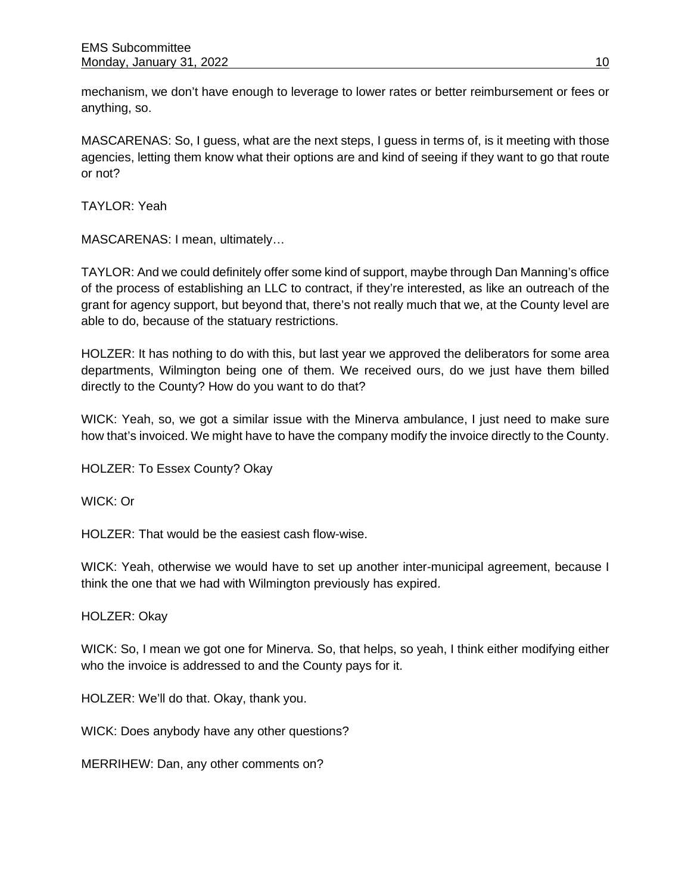mechanism, we don't have enough to leverage to lower rates or better reimbursement or fees or anything, so.

MASCARENAS: So, I guess, what are the next steps, I guess in terms of, is it meeting with those agencies, letting them know what their options are and kind of seeing if they want to go that route or not?

TAYLOR: Yeah

MASCARENAS: I mean, ultimately…

TAYLOR: And we could definitely offer some kind of support, maybe through Dan Manning's office of the process of establishing an LLC to contract, if they're interested, as like an outreach of the grant for agency support, but beyond that, there's not really much that we, at the County level are able to do, because of the statuary restrictions.

HOLZER: It has nothing to do with this, but last year we approved the deliberators for some area departments, Wilmington being one of them. We received ours, do we just have them billed directly to the County? How do you want to do that?

WICK: Yeah, so, we got a similar issue with the Minerva ambulance, I just need to make sure how that's invoiced. We might have to have the company modify the invoice directly to the County.

HOLZER: To Essex County? Okay

WICK: Or

HOLZER: That would be the easiest cash flow-wise.

WICK: Yeah, otherwise we would have to set up another inter-municipal agreement, because I think the one that we had with Wilmington previously has expired.

HOLZER: Okay

WICK: So, I mean we got one for Minerva. So, that helps, so yeah, I think either modifying either who the invoice is addressed to and the County pays for it.

HOLZER: We'll do that. Okay, thank you.

WICK: Does anybody have any other questions?

MERRIHEW: Dan, any other comments on?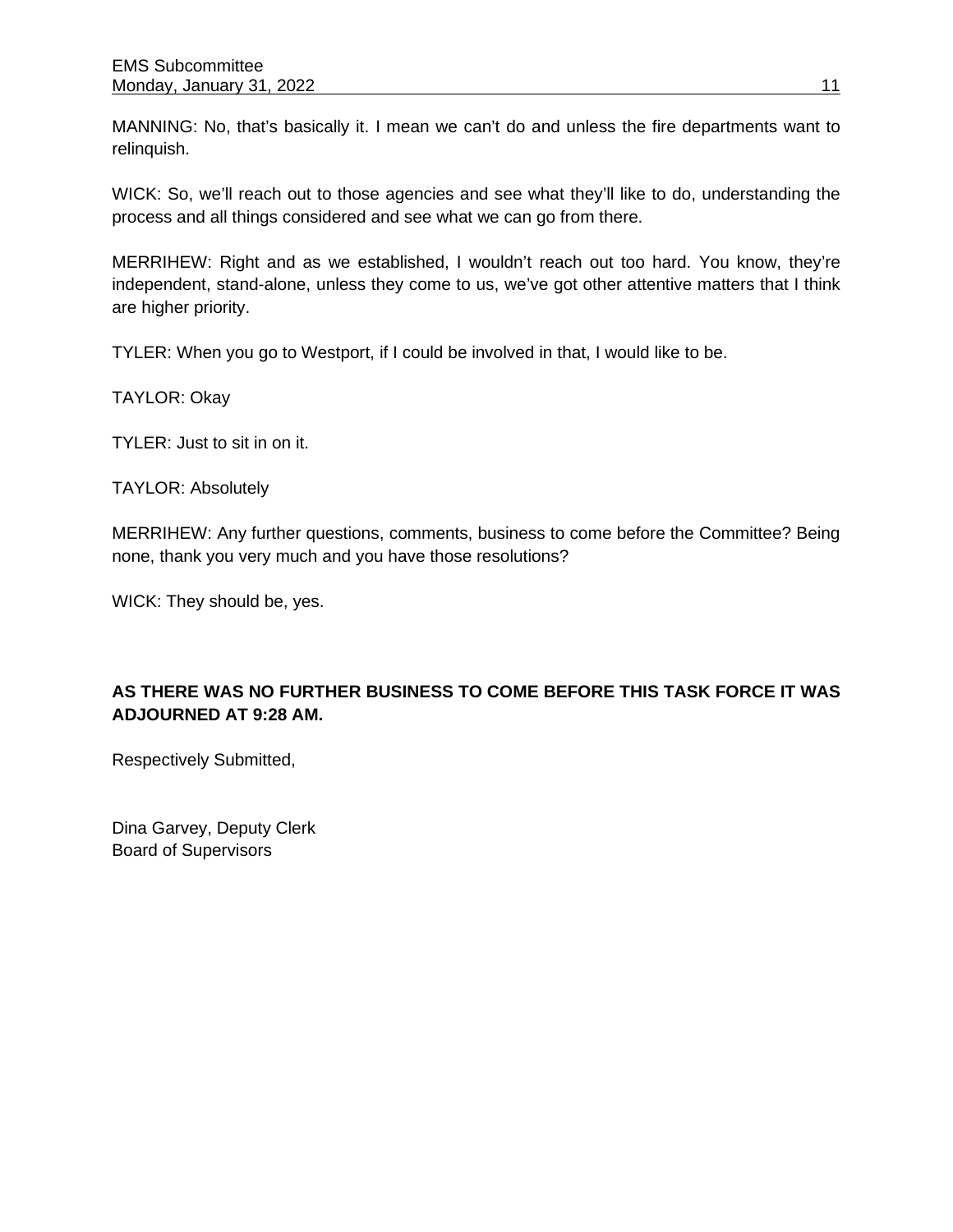MANNING: No, that's basically it. I mean we can't do and unless the fire departments want to relinquish.

WICK: So, we'll reach out to those agencies and see what they'll like to do, understanding the process and all things considered and see what we can go from there.

MERRIHEW: Right and as we established, I wouldn't reach out too hard. You know, they're independent, stand-alone, unless they come to us, we've got other attentive matters that I think are higher priority.

TYLER: When you go to Westport, if I could be involved in that, I would like to be.

TAYLOR: Okay

TYLER: Just to sit in on it.

TAYLOR: Absolutely

MERRIHEW: Any further questions, comments, business to come before the Committee? Being none, thank you very much and you have those resolutions?

WICK: They should be, yes.

**AS THERE WAS NO FURTHER BUSINESS TO COME BEFORE THIS TASK FORCE IT WAS ADJOURNED AT 9:28 AM.**

Respectively Submitted,

Dina Garvey, Deputy Clerk
Board of Supervisors